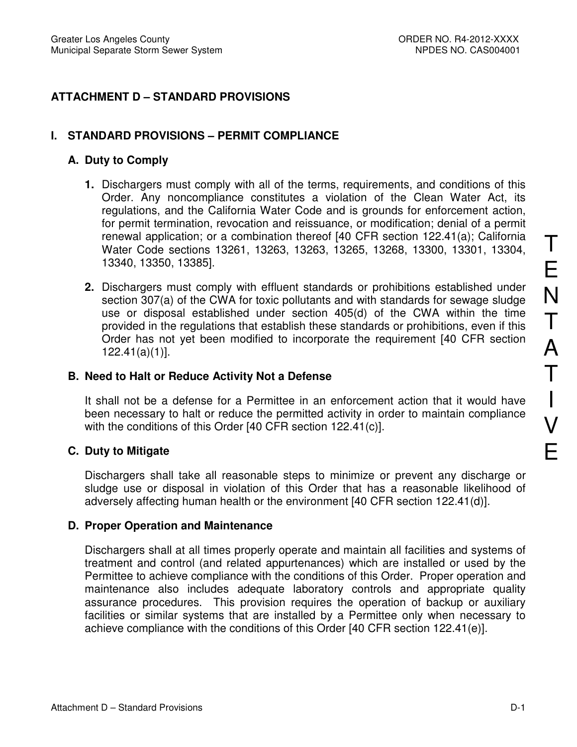# ATTACHMENT D – STANDARD PROVISIONS

## I. STANDARD PROVISIONS – PERMIT COMPLIANCE

### A. Duty to Comply

1. Dischargers must comply with all of the terms, requirements, and conditions of this Order. Any noncompliance constitutes a violation of the Clean Water Act, its regulations, and the California Water Code and is grounds for enforcement action, for permit termination, revocation and reissuance, or modification; denial of a permit renewal application; or a combination thereof [40 CFR section 122.41(a); California Water Code sections 13261, 13263, 13263, 13265, 13268, 13300, 13301, 13304, 13340, 13350, 13385].

2. Dischargers must comply with effluent standards or prohibitions established under section 307(a) of the CWA for toxic pollutants and with standards for sewage sludge use or disposal established under section 405(d) of the CWA within the time provided in the regulations that establish these standards or prohibitions, even if this Order has not yet been modified to incorporate the requirement [40 CFR section 122.41(a)(1)].

### B. Need to Halt or Reduce Activity Not a Defense

It shall not be a defense for a Permittee in an enforcement action that it would have been necessary to halt or reduce the permitted activity in order to maintain compliance with the conditions of this Order [40 CFR section 122.41(c)].

### C. Duty to Mitigate

Dischargers shall take all reasonable steps to minimize or prevent any discharge or sludge use or disposal in violation of this Order that has a reasonable likelihood of adversely affecting human health or the environment [40 CFR section 122.41(d)].

### D. Proper Operation and Maintenance

Dischargers shall at all times properly operate and maintain all facilities and systems of treatment and control (and related appurtenances) which are installed or used by the Permittee to achieve compliance with the conditions of this Order. Proper operation and maintenance also includes adequate laboratory controls and appropriate quality assurance procedures. This provision requires the operation of backup or auxiliary facilities or similar systems that are installed by a Permittee only when necessary to achieve compliance with the conditions of this Order [40 CFR section 122.41(e)].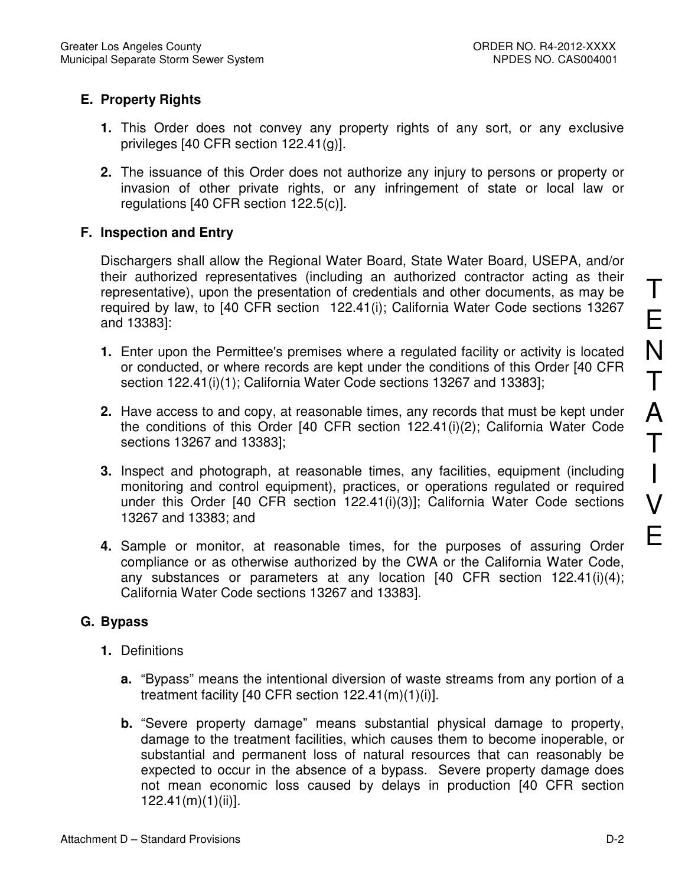## E. Property Rights

1. This Order does not convey any property rights of any sort, or any exclusive privileges [40 CFR section 122.41(g)].

2. The issuance of this Order does not authorize any injury to persons or property or invasion of other private rights, or any infringement of state or local law or regulations [40 CFR section 122.5(c)].

## F. Inspection and Entry

Dischargers shall allow the Regional Water Board, State Water Board, USEPA, and/or their authorized representatives (including an authorized contractor acting as their representative), upon the presentation of credentials and other documents, as may be required by law, to [40 CFR section 122.41(i); California Water Code sections 13267 and 13383]:

1. Enter upon the Permittee's premises where a regulated facility or activity is located or conducted, or where records are kept under the conditions of this Order [40 CFR section 122.41(i)(1); California Water Code sections 13267 and 13383];

2. Have access to and copy, at reasonable times, any records that must be kept under the conditions of this Order [40 CFR section 122.41(i)(2); California Water Code sections 13267 and 13383];

3. Inspect and photograph, at reasonable times, any facilities, equipment (including monitoring and control equipment), practices, or operations regulated or required under this Order [40 CFR section 122.41(i)(3)]; California Water Code sections 13267 and 13383; and

4. Sample or monitor, at reasonable times, for the purposes of assuring Order compliance or as otherwise authorized by the CWA or the California Water Code, any substances or parameters at any location [40 CFR section 122.41(i)(4); California Water Code sections 13267 and 13383].

## G. Bypass

1. Definitions

   a. "Bypass" means the intentional diversion of waste streams from any portion of a treatment facility [40 CFR section 122.41(m)(1)(i)].

   b. "Severe property damage" means substantial physical damage to property, damage to the treatment facilities, which causes them to become inoperable, or substantial and permanent loss of natural resources that can reasonably be expected to occur in the absence of a bypass. Severe property damage does not mean economic loss caused by delays in production [40 CFR section 122.41(m)(1)(ii)].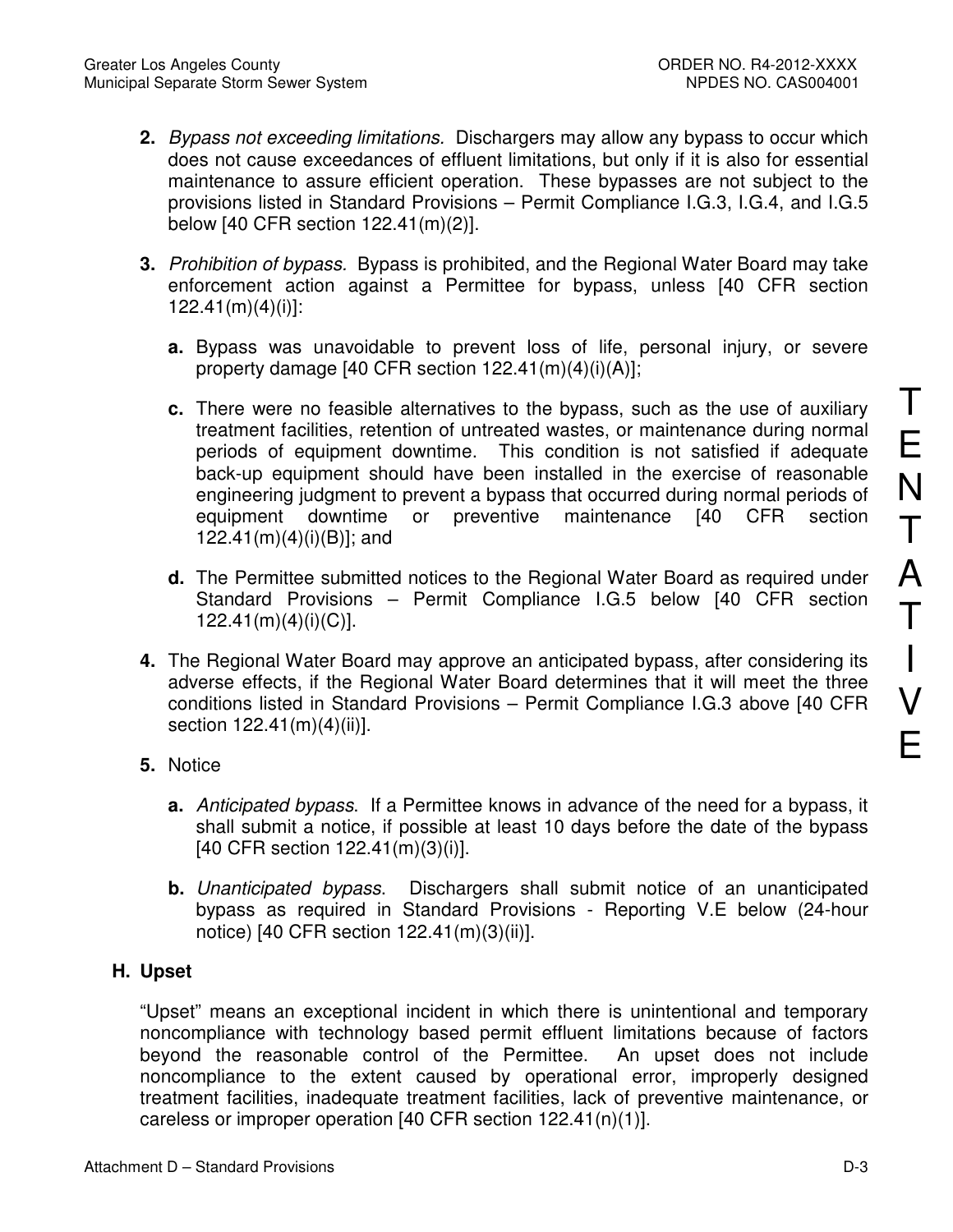2. *Bypass not exceeding limitations.* Dischargers may allow any bypass to occur which does not cause exceedances of effluent limitations, but only if it is also for essential maintenance to assure efficient operation. These bypasses are not subject to the provisions listed in Standard Provisions – Permit Compliance I.G.3, I.G.4, and I.G.5 below [40 CFR section 122.41(m)(2)].

3. *Prohibition of bypass.* Bypass is prohibited, and the Regional Water Board may take enforcement action against a Permittee for bypass, unless [40 CFR section 122.41(m)(4)(i)]:

   a. Bypass was unavoidable to prevent loss of life, personal injury, or severe property damage [40 CFR section 122.41(m)(4)(i)(A)];

   c. There were no feasible alternatives to the bypass, such as the use of auxiliary treatment facilities, retention of untreated wastes, or maintenance during normal periods of equipment downtime. This condition is not satisfied if adequate back-up equipment should have been installed in the exercise of reasonable engineering judgment to prevent a bypass that occurred during normal periods of equipment downtime or preventive maintenance [40 CFR section 122.41(m)(4)(i)(B)]; and

   d. The Permittee submitted notices to the Regional Water Board as required under Standard Provisions – Permit Compliance I.G.5 below [40 CFR section 122.41(m)(4)(i)(C)].

4. The Regional Water Board may approve an anticipated bypass, after considering its adverse effects, if the Regional Water Board determines that it will meet the three conditions listed in Standard Provisions – Permit Compliance I.G.3 above [40 CFR section 122.41(m)(4)(ii)].

5. Notice

   a. *Anticipated bypass*. If a Permittee knows in advance of the need for a bypass, it shall submit a notice, if possible at least 10 days before the date of the bypass [40 CFR section 122.41(m)(3)(i)].

   b. *Unanticipated bypass*. Dischargers shall submit notice of an unanticipated bypass as required in Standard Provisions - Reporting V.E below (24-hour notice) [40 CFR section 122.41(m)(3)(ii)].

## H. Upset

"Upset" means an exceptional incident in which there is unintentional and temporary noncompliance with technology based permit effluent limitations because of factors beyond the reasonable control of the Permittee. An upset does not include noncompliance to the extent caused by operational error, improperly designed treatment facilities, inadequate treatment facilities, lack of preventive maintenance, or careless or improper operation [40 CFR section 122.41(n)(1)].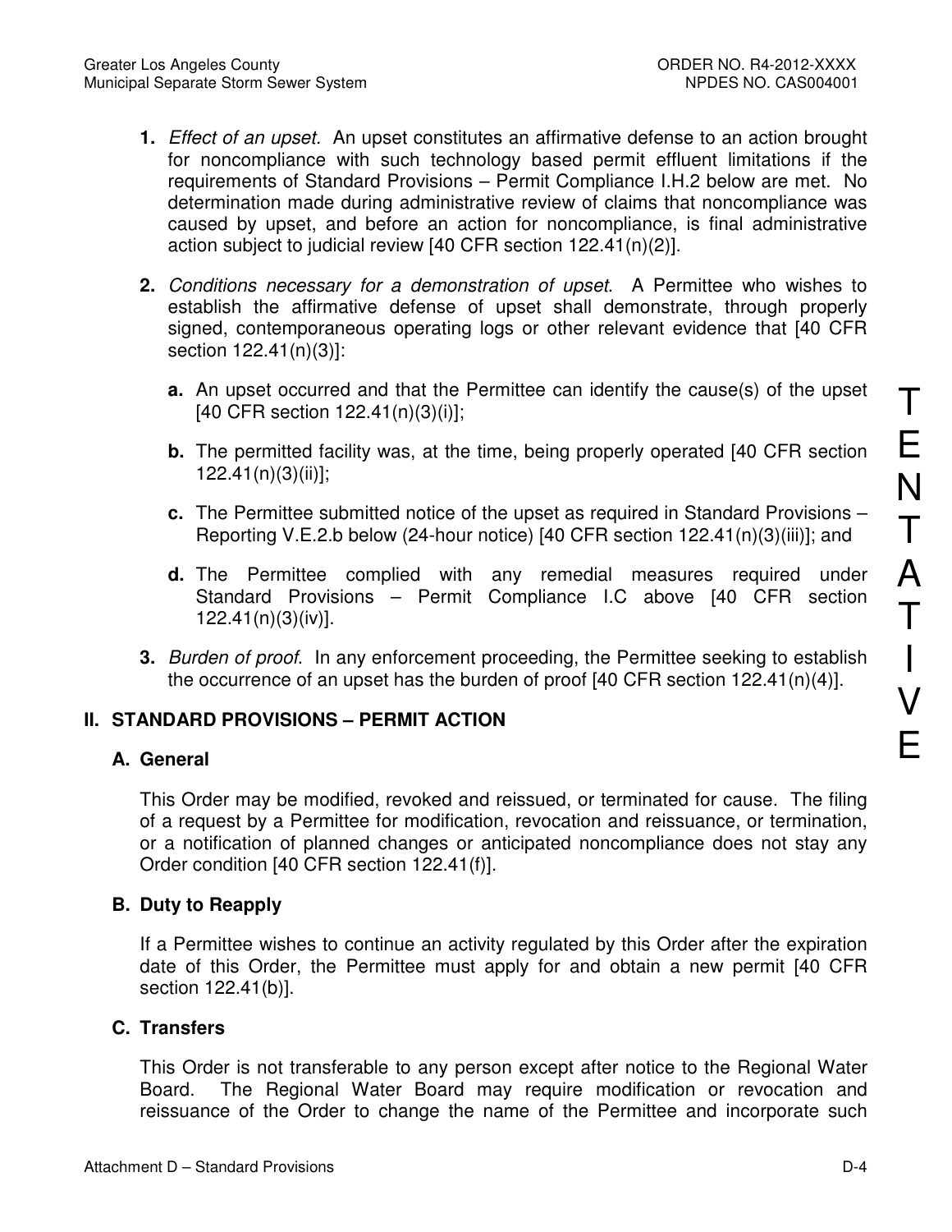1. *Effect of an upset.* An upset constitutes an affirmative defense to an action brought for noncompliance with such technology based permit effluent limitations if the requirements of Standard Provisions – Permit Compliance I.H.2 below are met. No determination made during administrative review of claims that noncompliance was caused by upset, and before an action for noncompliance, is final administrative action subject to judicial review [40 CFR section 122.41(n)(2)].

2. *Conditions necessary for a demonstration of upset.* A Permittee who wishes to establish the affirmative defense of upset shall demonstrate, through properly signed, contemporaneous operating logs or other relevant evidence that [40 CFR section 122.41(n)(3)]:

   a. An upset occurred and that the Permittee can identify the cause(s) of the upset [40 CFR section 122.41(n)(3)(i)];

   b. The permitted facility was, at the time, being properly operated [40 CFR section 122.41(n)(3)(ii)];

   c. The Permittee submitted notice of the upset as required in Standard Provisions – Reporting V.E.2.b below (24-hour notice) [40 CFR section 122.41(n)(3)(iii)]; and

   d. The Permittee complied with any remedial measures required under Standard Provisions – Permit Compliance I.C above [40 CFR section 122.41(n)(3)(iv)].

3. *Burden of proof.* In any enforcement proceeding, the Permittee seeking to establish the occurrence of an upset has the burden of proof [40 CFR section 122.41(n)(4)].

## II. STANDARD PROVISIONS – PERMIT ACTION

### A. General

This Order may be modified, revoked and reissued, or terminated for cause. The filing of a request by a Permittee for modification, revocation and reissuance, or termination, or a notification of planned changes or anticipated noncompliance does not stay any Order condition [40 CFR section 122.41(f)].

### B. Duty to Reapply

If a Permittee wishes to continue an activity regulated by this Order after the expiration date of this Order, the Permittee must apply for and obtain a new permit [40 CFR section 122.41(b)].

### C. Transfers

This Order is not transferable to any person except after notice to the Regional Water Board. The Regional Water Board may require modification or revocation and reissuance of the Order to change the name of the Permittee and incorporate such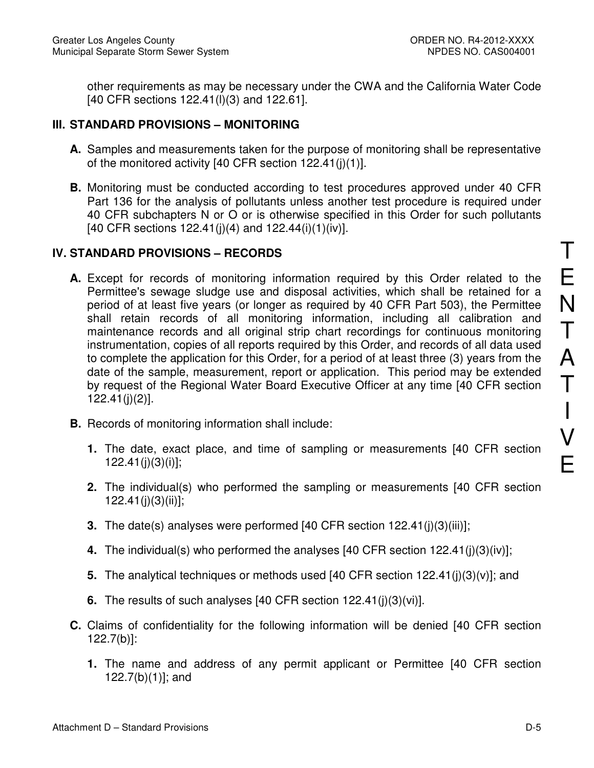other requirements as may be necessary under the CWA and the California Water Code [40 CFR sections 122.41(l)(3) and 122.61].

## III. STANDARD PROVISIONS – MONITORING

**A.** Samples and measurements taken for the purpose of monitoring shall be representative of the monitored activity [40 CFR section 122.41(j)(1)].

**B.** Monitoring must be conducted according to test procedures approved under 40 CFR Part 136 for the analysis of pollutants unless another test procedure is required under 40 CFR subchapters N or O or is otherwise specified in this Order for such pollutants [40 CFR sections 122.41(j)(4) and 122.44(i)(1)(iv)].

## IV. STANDARD PROVISIONS – RECORDS

**A.** Except for records of monitoring information required by this Order related to the Permittee's sewage sludge use and disposal activities, which shall be retained for a period of at least five years (or longer as required by 40 CFR Part 503), the Permittee shall retain records of all monitoring information, including all calibration and maintenance records and all original strip chart recordings for continuous monitoring instrumentation, copies of all reports required by this Order, and records of all data used to complete the application for this Order, for a period of at least three (3) years from the date of the sample, measurement, report or application. This period may be extended by request of the Regional Water Board Executive Officer at any time [40 CFR section 122.41(j)(2)].

**B.** Records of monitoring information shall include:

**1.** The date, exact place, and time of sampling or measurements [40 CFR section 122.41(j)(3)(i)];

**2.** The individual(s) who performed the sampling or measurements [40 CFR section 122.41(j)(3)(ii)];

**3.** The date(s) analyses were performed [40 CFR section 122.41(j)(3)(iii)];

**4.** The individual(s) who performed the analyses [40 CFR section 122.41(j)(3)(iv)];

**5.** The analytical techniques or methods used [40 CFR section 122.41(j)(3)(v)]; and

**6.** The results of such analyses [40 CFR section 122.41(j)(3)(vi)].

**C.** Claims of confidentiality for the following information will be denied [40 CFR section 122.7(b)]:

**1.** The name and address of any permit applicant or Permittee [40 CFR section 122.7(b)(1)]; and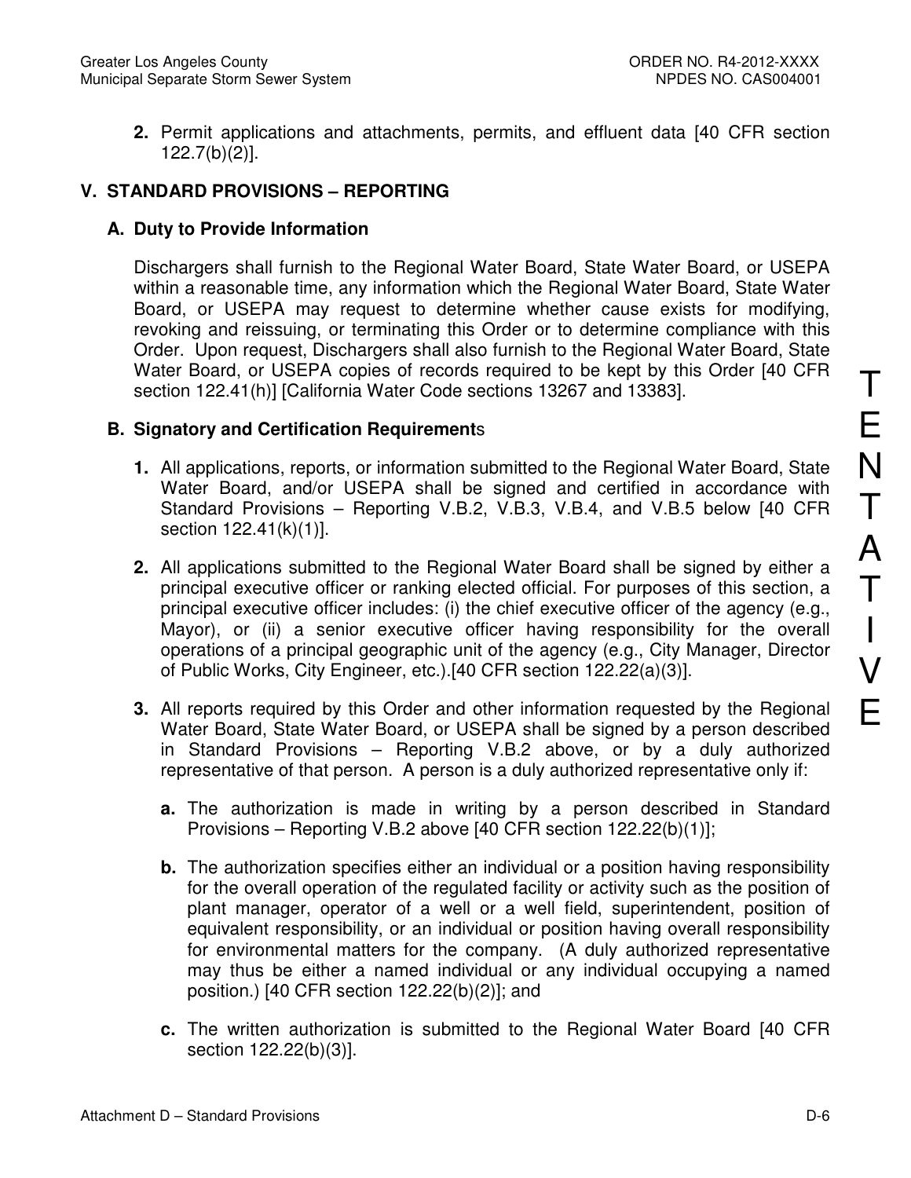2. Permit applications and attachments, permits, and effluent data [40 CFR section 122.7(b)(2)].

## V. STANDARD PROVISIONS – REPORTING

### A. Duty to Provide Information

Dischargers shall furnish to the Regional Water Board, State Water Board, or USEPA within a reasonable time, any information which the Regional Water Board, State Water Board, or USEPA may request to determine whether cause exists for modifying, revoking and reissuing, or terminating this Order or to determine compliance with this Order. Upon request, Dischargers shall also furnish to the Regional Water Board, State Water Board, or USEPA copies of records required to be kept by this Order [40 CFR section 122.41(h)] [California Water Code sections 13267 and 13383].

### B. Signatory and Certification Requirements

1. All applications, reports, or information submitted to the Regional Water Board, State Water Board, and/or USEPA shall be signed and certified in accordance with Standard Provisions – Reporting V.B.2, V.B.3, V.B.4, and V.B.5 below [40 CFR section 122.41(k)(1)].

2. All applications submitted to the Regional Water Board shall be signed by either a principal executive officer or ranking elected official. For purposes of this section, a principal executive officer includes: (i) the chief executive officer of the agency (e.g., Mayor), or (ii) a senior executive officer having responsibility for the overall operations of a principal geographic unit of the agency (e.g., City Manager, Director of Public Works, City Engineer, etc.).[40 CFR section 122.22(a)(3)].

3. All reports required by this Order and other information requested by the Regional Water Board, State Water Board, or USEPA shall be signed by a person described in Standard Provisions – Reporting V.B.2 above, or by a duly authorized representative of that person. A person is a duly authorized representative only if:

   a. The authorization is made in writing by a person described in Standard Provisions – Reporting V.B.2 above [40 CFR section 122.22(b)(1)];

   b. The authorization specifies either an individual or a position having responsibility for the overall operation of the regulated facility or activity such as the position of plant manager, operator of a well or a well field, superintendent, position of equivalent responsibility, or an individual or position having overall responsibility for environmental matters for the company. (A duly authorized representative may thus be either a named individual or any individual occupying a named position.) [40 CFR section 122.22(b)(2)]; and

   c. The written authorization is submitted to the Regional Water Board [40 CFR section 122.22(b)(3)].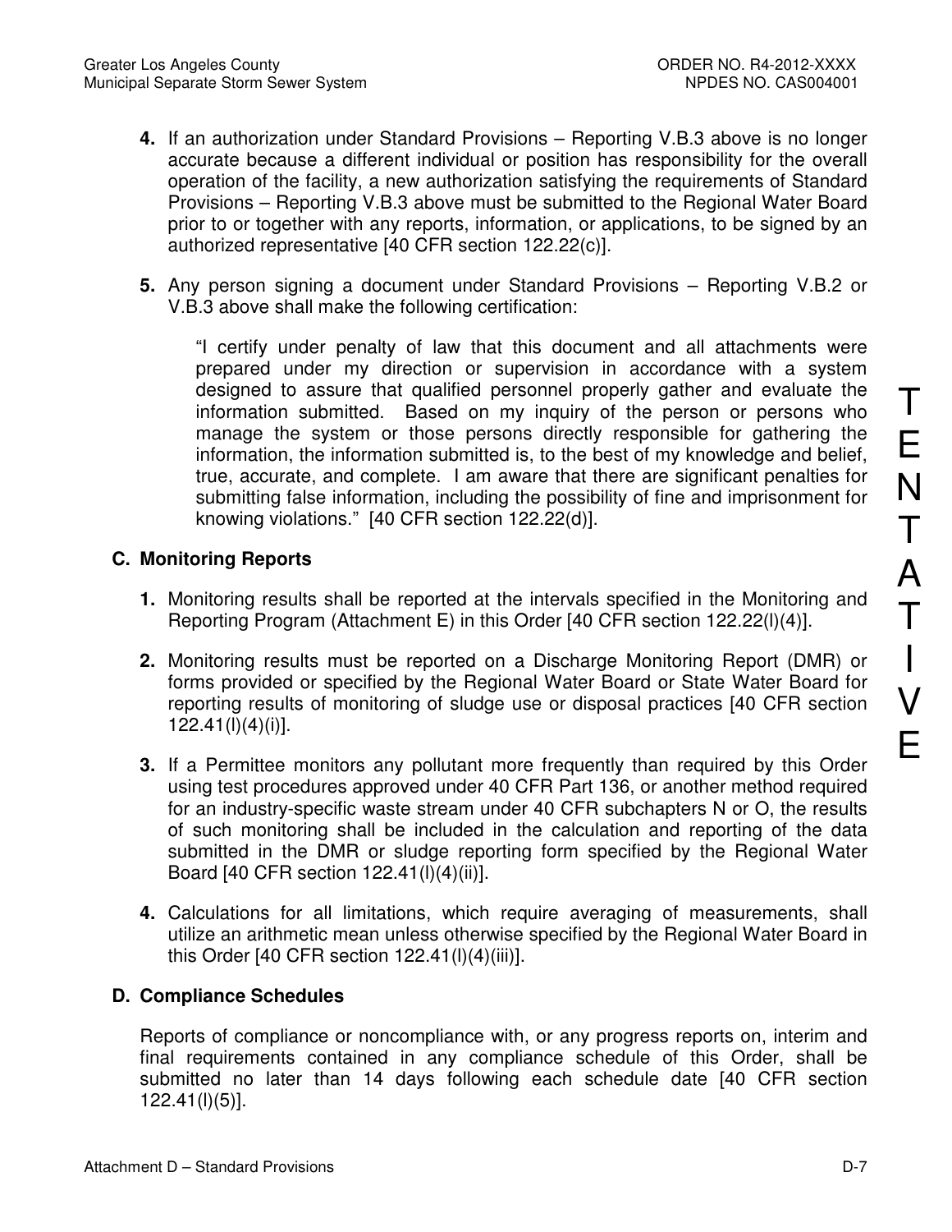4. If an authorization under Standard Provisions – Reporting V.B.3 above is no longer accurate because a different individual or position has responsibility for the overall operation of the facility, a new authorization satisfying the requirements of Standard Provisions – Reporting V.B.3 above must be submitted to the Regional Water Board prior to or together with any reports, information, or applications, to be signed by an authorized representative [40 CFR section 122.22(c)].

5. Any person signing a document under Standard Provisions – Reporting V.B.2 or V.B.3 above shall make the following certification:

   "I certify under penalty of law that this document and all attachments were prepared under my direction or supervision in accordance with a system designed to assure that qualified personnel properly gather and evaluate the information submitted. Based on my inquiry of the person or persons who manage the system or those persons directly responsible for gathering the information, the information submitted is, to the best of my knowledge and belief, true, accurate, and complete. I am aware that there are significant penalties for submitting false information, including the possibility of fine and imprisonment for knowing violations." [40 CFR section 122.22(d)].

TENTATIVE

### C. Monitoring Reports

1. Monitoring results shall be reported at the intervals specified in the Monitoring and Reporting Program (Attachment E) in this Order [40 CFR section 122.22(l)(4)].

2. Monitoring results must be reported on a Discharge Monitoring Report (DMR) or forms provided or specified by the Regional Water Board or State Water Board for reporting results of monitoring of sludge use or disposal practices [40 CFR section 122.41(l)(4)(i)].

3. If a Permittee monitors any pollutant more frequently than required by this Order using test procedures approved under 40 CFR Part 136, or another method required for an industry-specific waste stream under 40 CFR subchapters N or O, the results of such monitoring shall be included in the calculation and reporting of the data submitted in the DMR or sludge reporting form specified by the Regional Water Board [40 CFR section 122.41(l)(4)(ii)].

4. Calculations for all limitations, which require averaging of measurements, shall utilize an arithmetic mean unless otherwise specified by the Regional Water Board in this Order [40 CFR section 122.41(l)(4)(iii)].

### D. Compliance Schedules

Reports of compliance or noncompliance with, or any progress reports on, interim and final requirements contained in any compliance schedule of this Order, shall be submitted no later than 14 days following each schedule date [40 CFR section 122.41(l)(5)].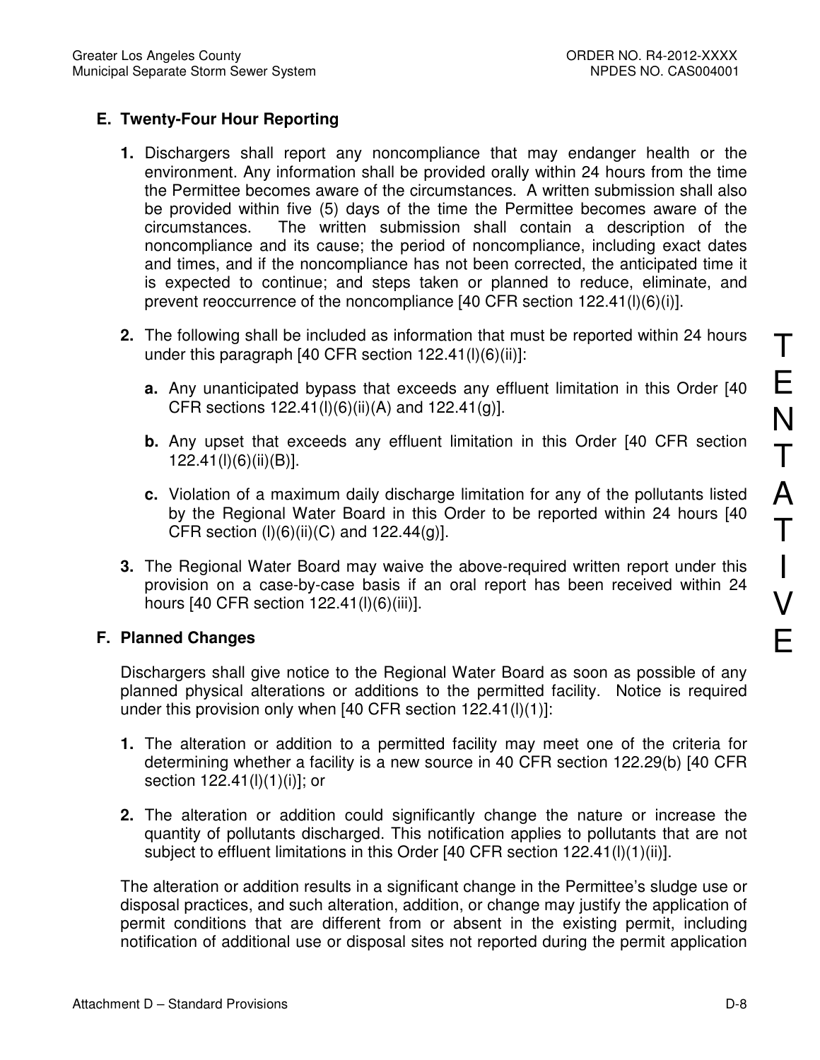## E. Twenty-Four Hour Reporting

1. Dischargers shall report any noncompliance that may endanger health or the environment. Any information shall be provided orally within 24 hours from the time the Permittee becomes aware of the circumstances. A written submission shall also be provided within five (5) days of the time the Permittee becomes aware of the circumstances. The written submission shall contain a description of the noncompliance and its cause; the period of noncompliance, including exact dates and times, and if the noncompliance has not been corrected, the anticipated time it is expected to continue; and steps taken or planned to reduce, eliminate, and prevent reoccurrence of the noncompliance [40 CFR section 122.41(l)(6)(i)].

2. The following shall be included as information that must be reported within 24 hours under this paragraph [40 CFR section 122.41(l)(6)(ii)]:

   a. Any unanticipated bypass that exceeds any effluent limitation in this Order [40 CFR sections 122.41(l)(6)(ii)(A) and 122.41(g)].

   b. Any upset that exceeds any effluent limitation in this Order [40 CFR section 122.41(l)(6)(ii)(B)].

   c. Violation of a maximum daily discharge limitation for any of the pollutants listed by the Regional Water Board in this Order to be reported within 24 hours [40 CFR section (l)(6)(ii)(C) and 122.44(g)].

3. The Regional Water Board may waive the above-required written report under this provision on a case-by-case basis if an oral report has been received within 24 hours [40 CFR section 122.41(l)(6)(iii)].

## F. Planned Changes

Dischargers shall give notice to the Regional Water Board as soon as possible of any planned physical alterations or additions to the permitted facility. Notice is required under this provision only when [40 CFR section 122.41(l)(1)]:

1. The alteration or addition to a permitted facility may meet one of the criteria for determining whether a facility is a new source in 40 CFR section 122.29(b) [40 CFR section 122.41(l)(1)(i)]; or

2. The alteration or addition could significantly change the nature or increase the quantity of pollutants discharged. This notification applies to pollutants that are not subject to effluent limitations in this Order [40 CFR section 122.41(l)(1)(ii)].

The alteration or addition results in a significant change in the Permittee's sludge use or disposal practices, and such alteration, addition, or change may justify the application of permit conditions that are different from or absent in the existing permit, including notification of additional use or disposal sites not reported during the permit application

TENTATIVE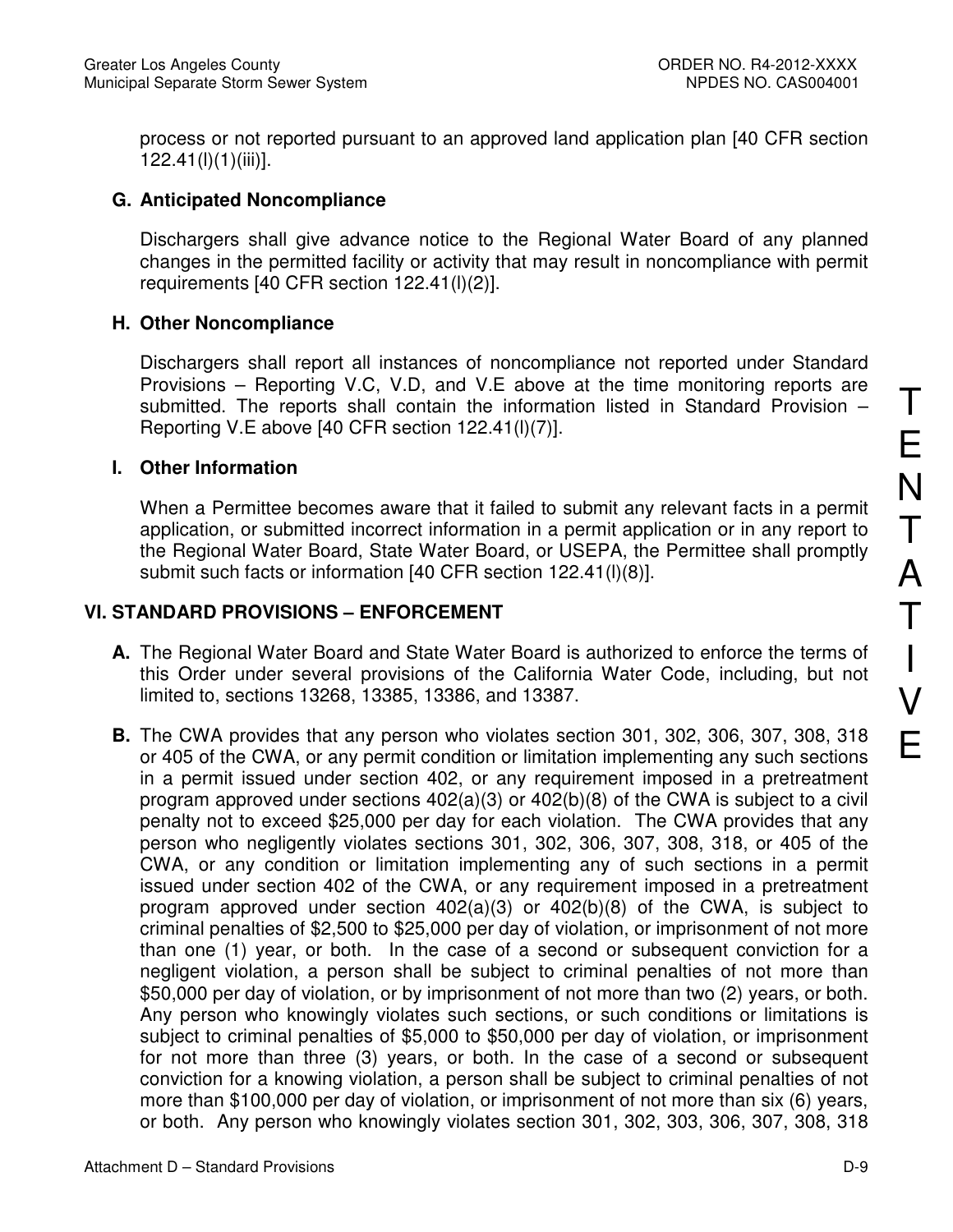process or not reported pursuant to an approved land application plan [40 CFR section 122.41(l)(1)(iii)].

### G. Anticipated Noncompliance

Dischargers shall give advance notice to the Regional Water Board of any planned changes in the permitted facility or activity that may result in noncompliance with permit requirements [40 CFR section 122.41(l)(2)].

### H. Other Noncompliance

Dischargers shall report all instances of noncompliance not reported under Standard Provisions – Reporting V.C, V.D, and V.E above at the time monitoring reports are submitted. The reports shall contain the information listed in Standard Provision – Reporting V.E above [40 CFR section 122.41(l)(7)].

### I. Other Information

When a Permittee becomes aware that it failed to submit any relevant facts in a permit application, or submitted incorrect information in a permit application or in any report to the Regional Water Board, State Water Board, or USEPA, the Permittee shall promptly submit such facts or information [40 CFR section 122.41(l)(8)].

## VI. STANDARD PROVISIONS – ENFORCEMENT

**A.** The Regional Water Board and State Water Board is authorized to enforce the terms of this Order under several provisions of the California Water Code, including, but not limited to, sections 13268, 13385, 13386, and 13387.

**B.** The CWA provides that any person who violates section 301, 302, 306, 307, 308, 318 or 405 of the CWA, or any permit condition or limitation implementing any such sections in a permit issued under section 402, or any requirement imposed in a pretreatment program approved under sections 402(a)(3) or 402(b)(8) of the CWA is subject to a civil penalty not to exceed $25,000 per day for each violation. The CWA provides that any person who negligently violates sections 301, 302, 306, 307, 308, 318, or 405 of the CWA, or any condition or limitation implementing any of such sections in a permit issued under section 402 of the CWA, or any requirement imposed in a pretreatment program approved under section 402(a)(3) or 402(b)(8) of the CWA, is subject to criminal penalties of $2,500 to $25,000 per day of violation, or imprisonment of not more than one (1) year, or both. In the case of a second or subsequent conviction for a negligent violation, a person shall be subject to criminal penalties of not more than $50,000 per day of violation, or by imprisonment of not more than two (2) years, or both. Any person who knowingly violates such sections, or such conditions or limitations is subject to criminal penalties of $5,000 to $50,000 per day of violation, or imprisonment for not more than three (3) years, or both. In the case of a second or subsequent conviction for a knowing violation, a person shall be subject to criminal penalties of not more than $100,000 per day of violation, or imprisonment of not more than six (6) years, or both. Any person who knowingly violates section 301, 302, 303, 306, 307, 308, 318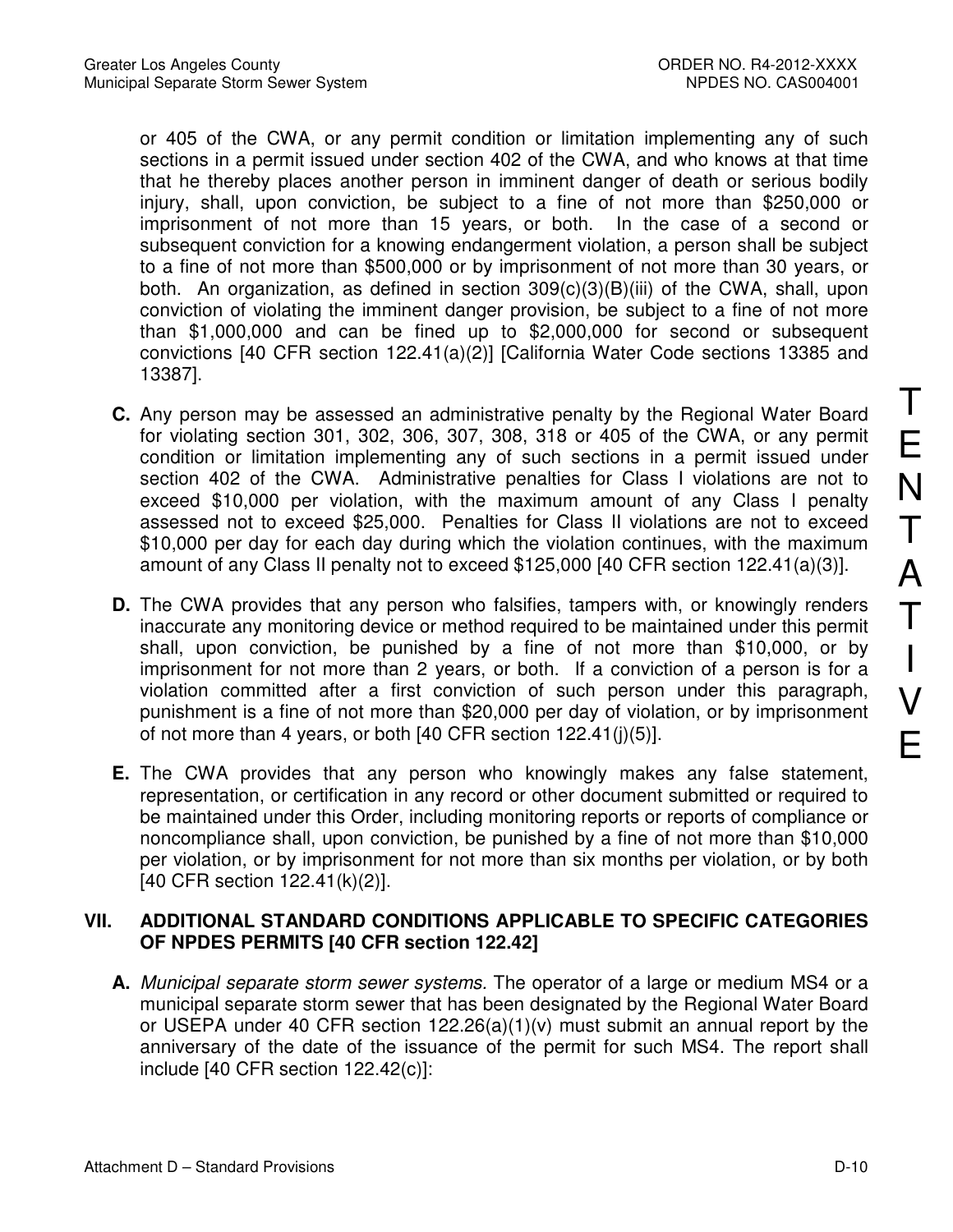or 405 of the CWA, or any permit condition or limitation implementing any of such sections in a permit issued under section 402 of the CWA, and who knows at that time that he thereby places another person in imminent danger of death or serious bodily injury, shall, upon conviction, be subject to a fine of not more than $250,000 or imprisonment of not more than 15 years, or both. In the case of a second or subsequent conviction for a knowing endangerment violation, a person shall be subject to a fine of not more than $500,000 or by imprisonment of not more than 30 years, or both. An organization, as defined in section 309(c)(3)(B)(iii) of the CWA, shall, upon conviction of violating the imminent danger provision, be subject to a fine of not more than $1,000,000 and can be fined up to $2,000,000 for second or subsequent convictions [40 CFR section 122.41(a)(2)] [California Water Code sections 13385 and 13387].

**C.** Any person may be assessed an administrative penalty by the Regional Water Board for violating section 301, 302, 306, 307, 308, 318 or 405 of the CWA, or any permit condition or limitation implementing any of such sections in a permit issued under section 402 of the CWA. Administrative penalties for Class I violations are not to exceed $10,000 per violation, with the maximum amount of any Class I penalty assessed not to exceed $25,000. Penalties for Class II violations are not to exceed $10,000 per day for each day during which the violation continues, with the maximum amount of any Class II penalty not to exceed $125,000 [40 CFR section 122.41(a)(3)].

**D.** The CWA provides that any person who falsifies, tampers with, or knowingly renders inaccurate any monitoring device or method required to be maintained under this permit shall, upon conviction, be punished by a fine of not more than $10,000, or by imprisonment for not more than 2 years, or both. If a conviction of a person is for a violation committed after a first conviction of such person under this paragraph, punishment is a fine of not more than $20,000 per day of violation, or by imprisonment of not more than 4 years, or both [40 CFR section 122.41(j)(5)].

**E.** The CWA provides that any person who knowingly makes any false statement, representation, or certification in any record or other document submitted or required to be maintained under this Order, including monitoring reports or reports of compliance or noncompliance shall, upon conviction, be punished by a fine of not more than $10,000 per violation, or by imprisonment for not more than six months per violation, or by both [40 CFR section 122.41(k)(2)].

## VII. ADDITIONAL STANDARD CONDITIONS APPLICABLE TO SPECIFIC CATEGORIES OF NPDES PERMITS [40 CFR section 122.42]

**A.** *Municipal separate storm sewer systems.* The operator of a large or medium MS4 or a municipal separate storm sewer that has been designated by the Regional Water Board or USEPA under 40 CFR section 122.26(a)(1)(v) must submit an annual report by the anniversary of the date of the issuance of the permit for such MS4. The report shall include [40 CFR section 122.42(c)]: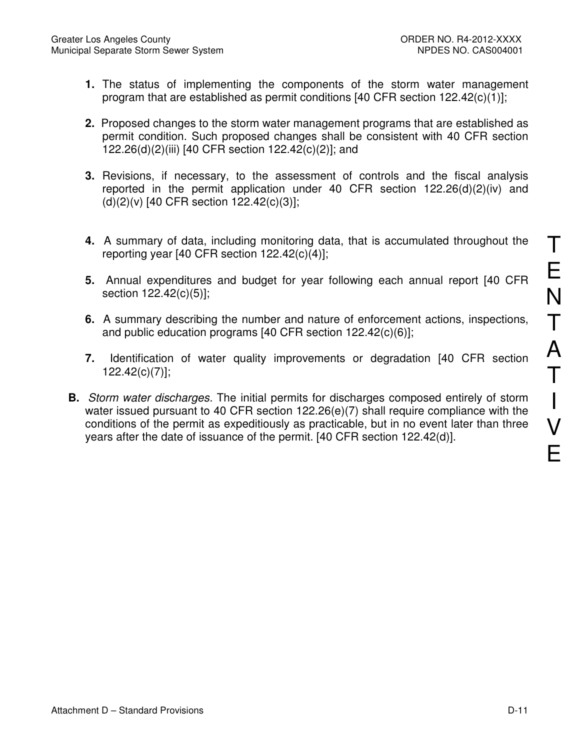1. The status of implementing the components of the storm water management program that are established as permit conditions [40 CFR section 122.42(c)(1)];

2. Proposed changes to the storm water management programs that are established as permit condition. Such proposed changes shall be consistent with 40 CFR section 122.26(d)(2)(iii) [40 CFR section 122.42(c)(2)]; and

3. Revisions, if necessary, to the assessment of controls and the fiscal analysis reported in the permit application under 40 CFR section 122.26(d)(2)(iv) and (d)(2)(v) [40 CFR section 122.42(c)(3)];

4. A summary of data, including monitoring data, that is accumulated throughout the reporting year [40 CFR section 122.42(c)(4)];

5. Annual expenditures and budget for year following each annual report [40 CFR section 122.42(c)(5)];

6. A summary describing the number and nature of enforcement actions, inspections, and public education programs [40 CFR section 122.42(c)(6)];

7. Identification of water quality improvements or degradation [40 CFR section 122.42(c)(7)];

**B.** *Storm water discharges.* The initial permits for discharges composed entirely of storm water issued pursuant to 40 CFR section 122.26(e)(7) shall require compliance with the conditions of the permit as expeditiously as practicable, but in no event later than three years after the date of issuance of the permit. [40 CFR section 122.42(d)].

TENTATIVE